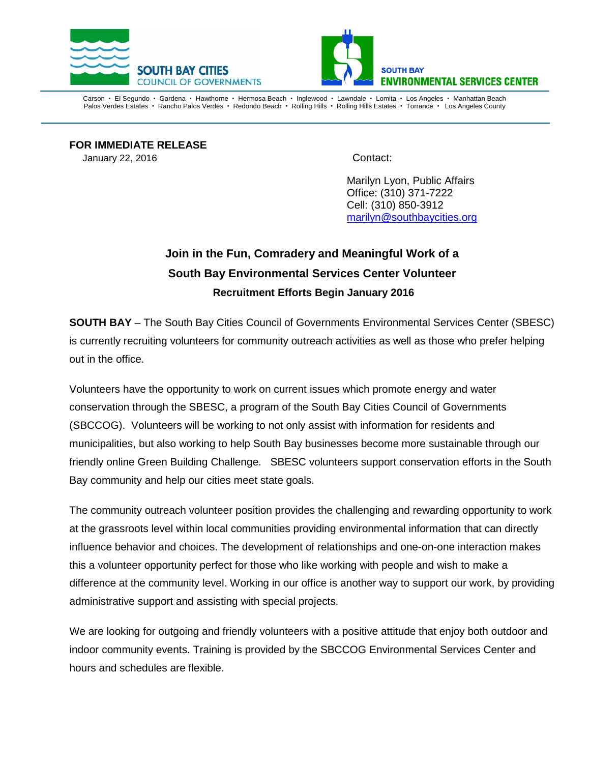SOUTH BAY CITIES
COUNCIL OF GOVERNMENTS

SOUTH BAY
ENVIRONMENTAL SERVICES CENTER

Carson • El Segundo • Gardena • Hawthorne • Hermosa Beach • Inglewood • Lawndale • Lomita • Los Angeles • Manhattan Beach
Palos Verdes Estates • Rancho Palos Verdes • Redondo Beach • Rolling Hills • Rolling Hills Estates • Torrance • Los Angeles County

**FOR IMMEDIATE RELEASE**
January 22, 2016

Contact:

Marilyn Lyon, Public Affairs
Office: (310) 371-7222
Cell: (310) 850-3912
marilyn@southbaycities.org

## Join in the Fun, Comradery and Meaningful Work of a South Bay Environmental Services Center Volunteer

### Recruitment Efforts Begin January 2016

**SOUTH BAY** – The South Bay Cities Council of Governments Environmental Services Center (SBESC) is currently recruiting volunteers for community outreach activities as well as those who prefer helping out in the office.

Volunteers have the opportunity to work on current issues which promote energy and water conservation through the SBESC, a program of the South Bay Cities Council of Governments (SBCCOG). Volunteers will be working to not only assist with information for residents and municipalities, but also working to help South Bay businesses become more sustainable through our friendly online Green Building Challenge. SBESC volunteers support conservation efforts in the South Bay community and help our cities meet state goals.

The community outreach volunteer position provides the challenging and rewarding opportunity to work at the grassroots level within local communities providing environmental information that can directly influence behavior and choices. The development of relationships and one-on-one interaction makes this a volunteer opportunity perfect for those who like working with people and wish to make a difference at the community level. Working in our office is another way to support our work, by providing administrative support and assisting with special projects.

We are looking for outgoing and friendly volunteers with a positive attitude that enjoy both outdoor and indoor community events. Training is provided by the SBCCOG Environmental Services Center and hours and schedules are flexible.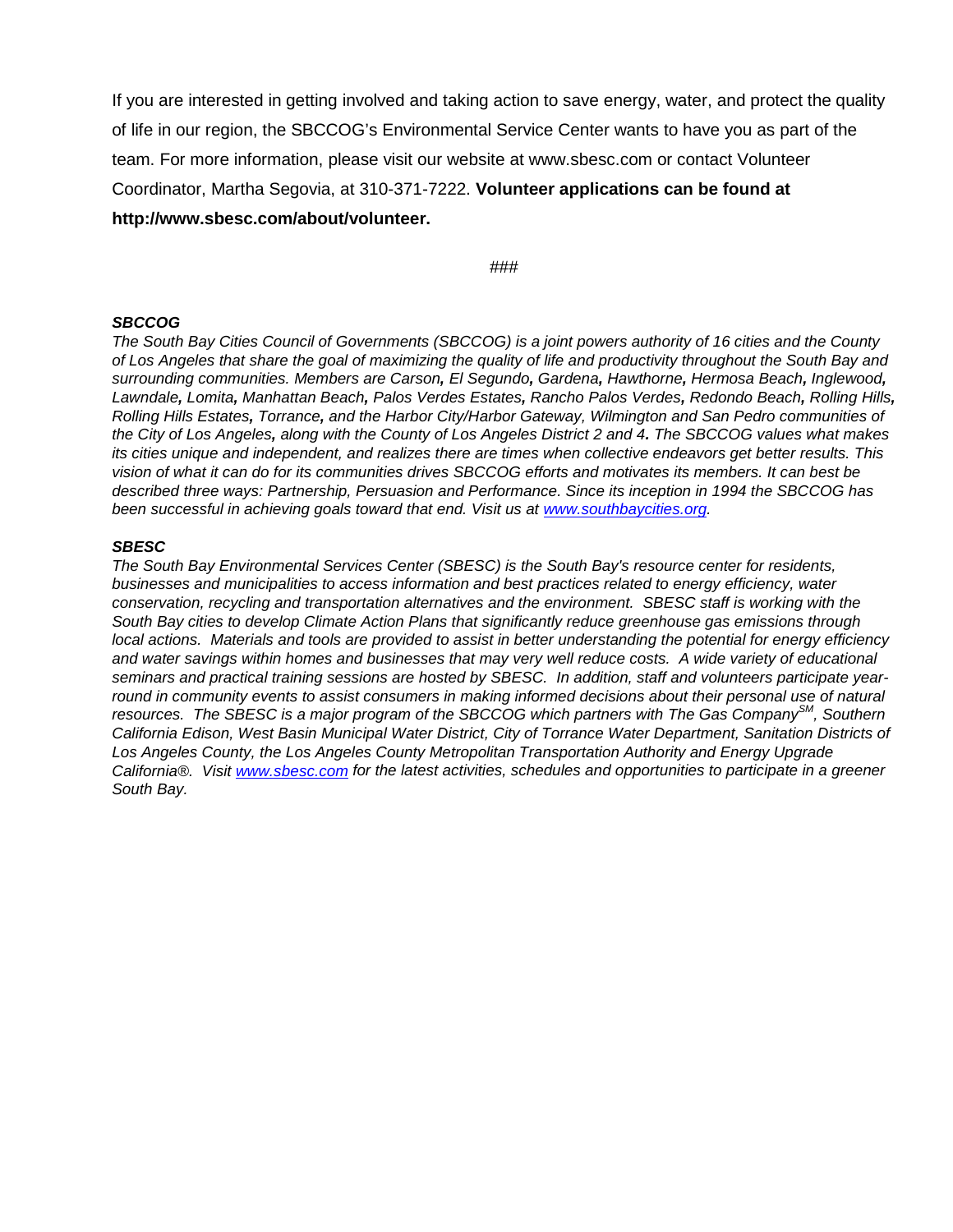If you are interested in getting involved and taking action to save energy, water, and protect the quality of life in our region, the SBCCOG's Environmental Service Center wants to have you as part of the team. For more information, please visit our website at www.sbesc.com or contact Volunteer Coordinator, Martha Segovia, at 310-371-7222. **Volunteer applications can be found at http://www.sbesc.com/about/volunteer.**

###

***SBCCOG***

*The South Bay Cities Council of Governments (SBCCOG) is a joint powers authority of 16 cities and the County of Los Angeles that share the goal of maximizing the quality of life and productivity throughout the South Bay and surrounding communities. Members are Carson, El Segundo, Gardena, Hawthorne, Hermosa Beach, Inglewood, Lawndale, Lomita, Manhattan Beach, Palos Verdes Estates, Rancho Palos Verdes, Redondo Beach, Rolling Hills, Rolling Hills Estates, Torrance, and the Harbor City/Harbor Gateway, Wilmington and San Pedro communities of the City of Los Angeles, along with the County of Los Angeles District 2 and 4. The SBCCOG values what makes its cities unique and independent, and realizes there are times when collective endeavors get better results. This vision of what it can do for its communities drives SBCCOG efforts and motivates its members. It can best be described three ways: Partnership, Persuasion and Performance. Since its inception in 1994 the SBCCOG has been successful in achieving goals toward that end. Visit us at [www.southbaycities.org](http://www.southbaycities.org).*

***SBESC***

*The South Bay Environmental Services Center (SBESC) is the South Bay's resource center for residents, businesses and municipalities to access information and best practices related to energy efficiency, water conservation, recycling and transportation alternatives and the environment. SBESC staff is working with the South Bay cities to develop Climate Action Plans that significantly reduce greenhouse gas emissions through local actions. Materials and tools are provided to assist in better understanding the potential for energy efficiency and water savings within homes and businesses that may very well reduce costs. A wide variety of educational seminars and practical training sessions are hosted by SBESC. In addition, staff and volunteers participate year-round in community events to assist consumers in making informed decisions about their personal use of natural resources. The SBESC is a major program of the SBCCOG which partners with The Gas Company℠, Southern California Edison, West Basin Municipal Water District, City of Torrance Water Department, Sanitation Districts of Los Angeles County, the Los Angeles County Metropolitan Transportation Authority and Energy Upgrade California®. Visit [www.sbesc.com](http://www.sbesc.com) for the latest activities, schedules and opportunities to participate in a greener South Bay.*